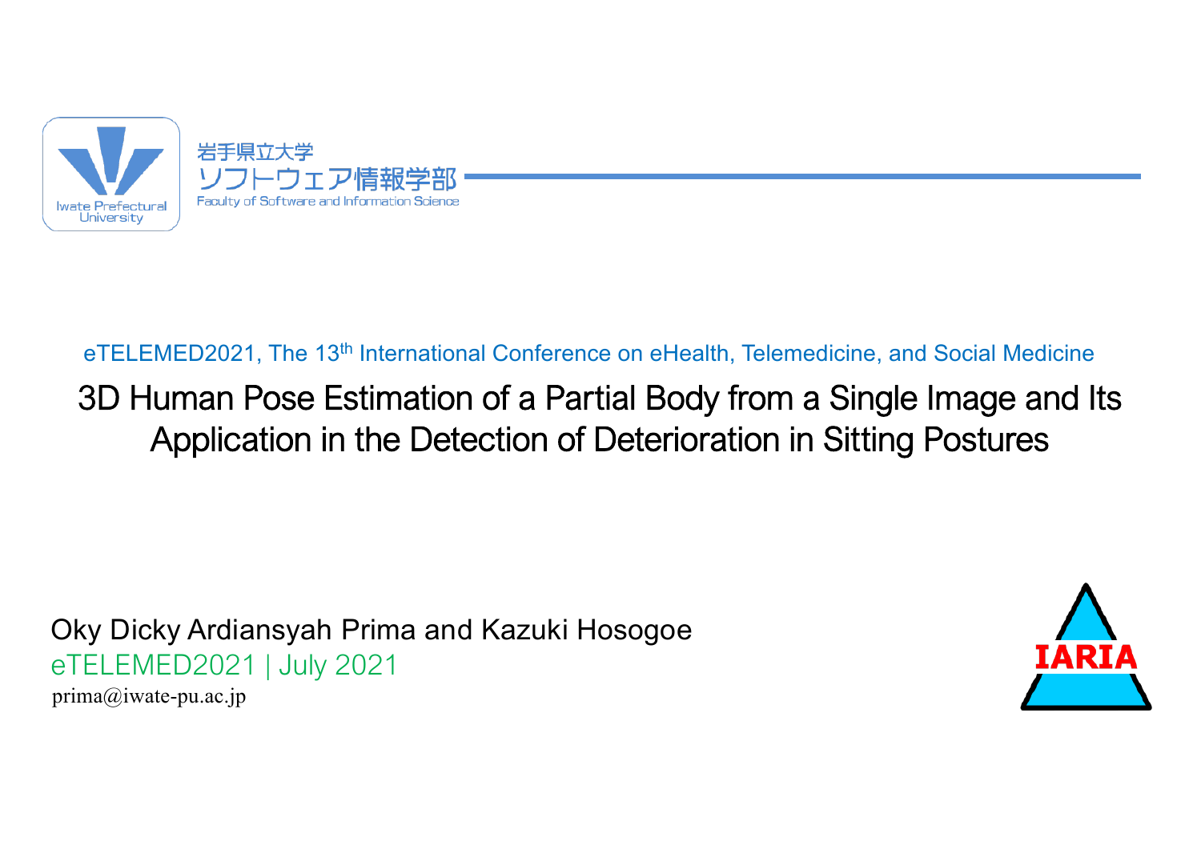岩手県立大学
ソフトウェア情報学部
Faculty of Software and Information Science

Iwate Prefectural University

eTELEMED2021, The 13th International Conference on eHealth, Telemedicine, and Social Medicine

# 3D Human Pose Estimation of a Partial Body from a Single Image and Its Application in the Detection of Deterioration in Sitting Postures

Oky Dicky Ardiansyah Prima and Kazuki Hosogoe

eTELEMED2021 | July 2021

prima@iwate-pu.ac.jp

IARIA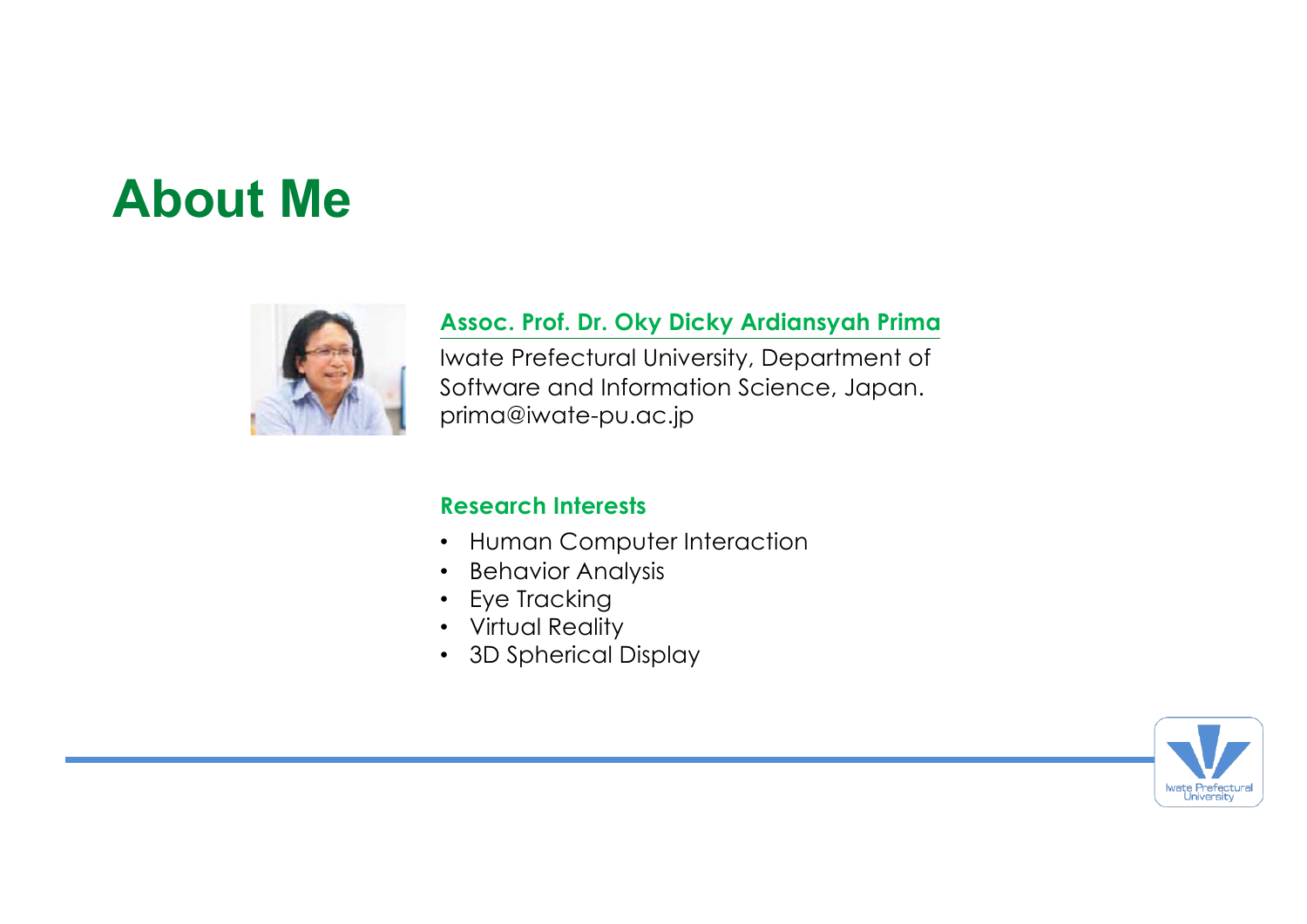# About Me

**Assoc. Prof. Dr. Oky Dicky Ardiansyah Prima**

Iwate Prefectural University, Department of Software and Information Science, Japan.
prima@iwate-pu.ac.jp

**Research Interests**

- Human Computer Interaction
- Behavior Analysis
- Eye Tracking
- Virtual Reality
- 3D Spherical Display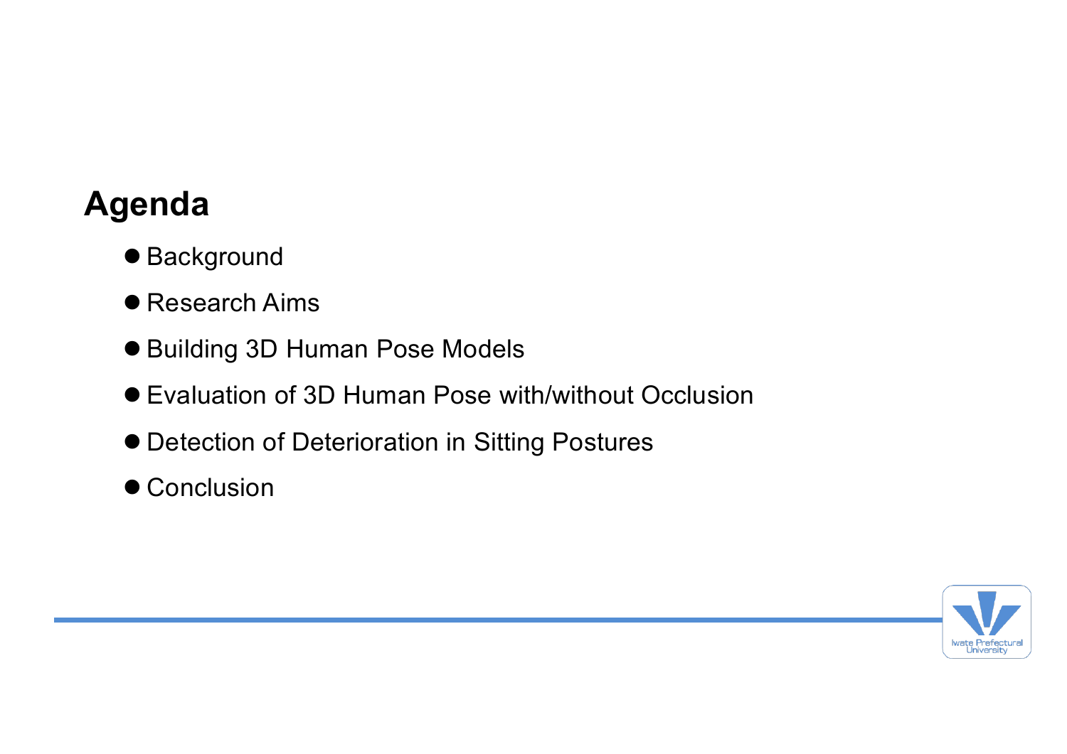## Agenda

- Background
- Research Aims
- Building 3D Human Pose Models
- Evaluation of 3D Human Pose with/without Occlusion
- Detection of Deterioration in Sitting Postures
- Conclusion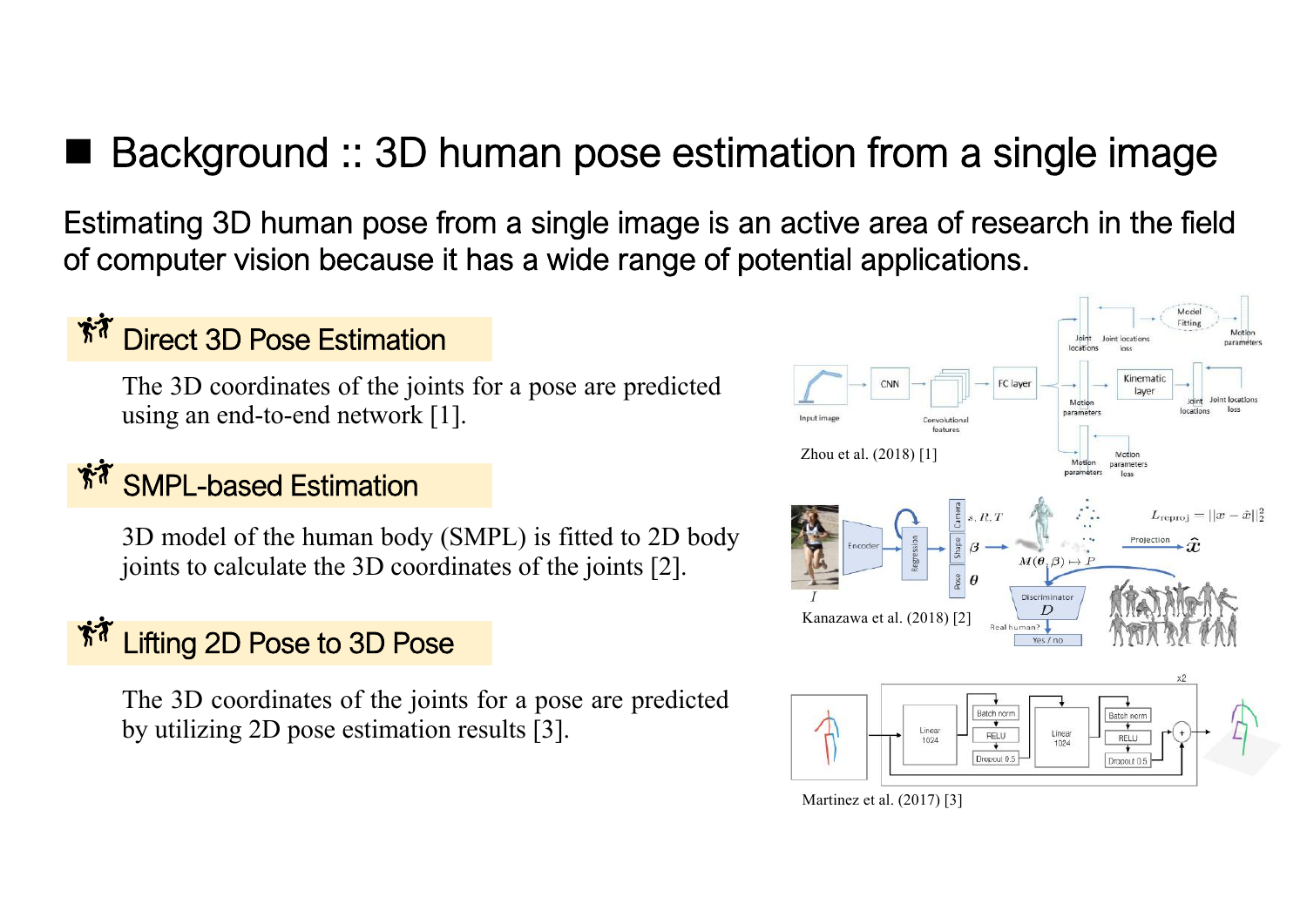# Background :: 3D human pose estimation from a single image

Estimating 3D human pose from a single image is an active area of research in the field of computer vision because it has a wide range of potential applications.

## Direct 3D Pose Estimation

The 3D coordinates of the joints for a pose are predicted using an end-to-end network [1].

## SMPL-based Estimation

3D model of the human body (SMPL) is fitted to 2D body joints to calculate the 3D coordinates of the joints [2].

## Lifting 2D Pose to 3D Pose

The 3D coordinates of the joints for a pose are predicted by utilizing 2D pose estimation results [3].

Zhou et al. (2018) [1]

Kanazawa et al. (2018) [2]

Martinez et al. (2017) [3]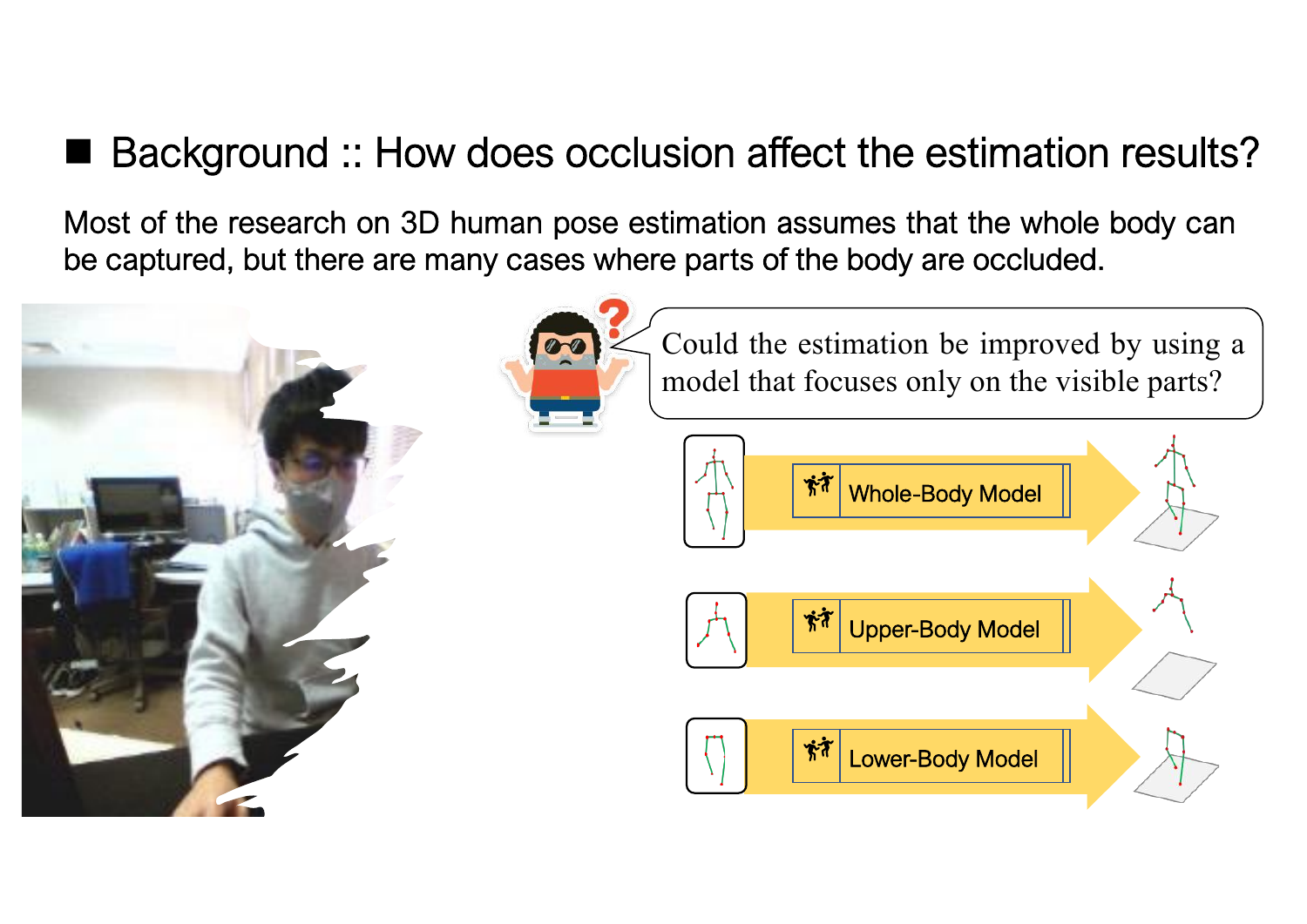## ■ Background :: How does occlusion affect the estimation results?

Most of the research on 3D human pose estimation assumes that the whole body can be captured, but there are many cases where parts of the body are occluded.

Could the estimation be improved by using a model that focuses only on the visible parts?

Whole-Body Model

Upper-Body Model

Lower-Body Model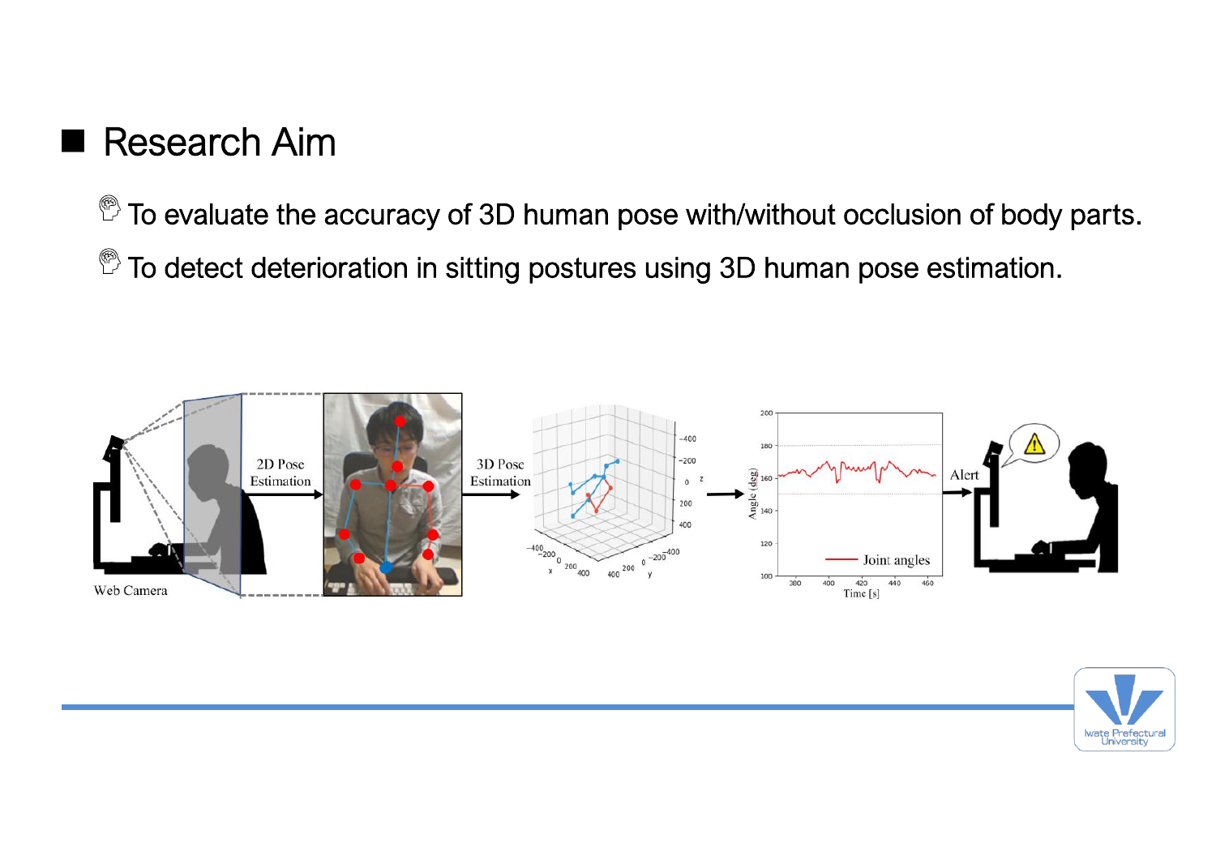## Research Aim

- To evaluate the accuracy of 3D human pose with/without occlusion of body parts.
- To detect deterioration in sitting postures using 3D human pose estimation.

Web Camera → 2D Pose Estimation → 3D Pose Estimation → Joint angles → Alert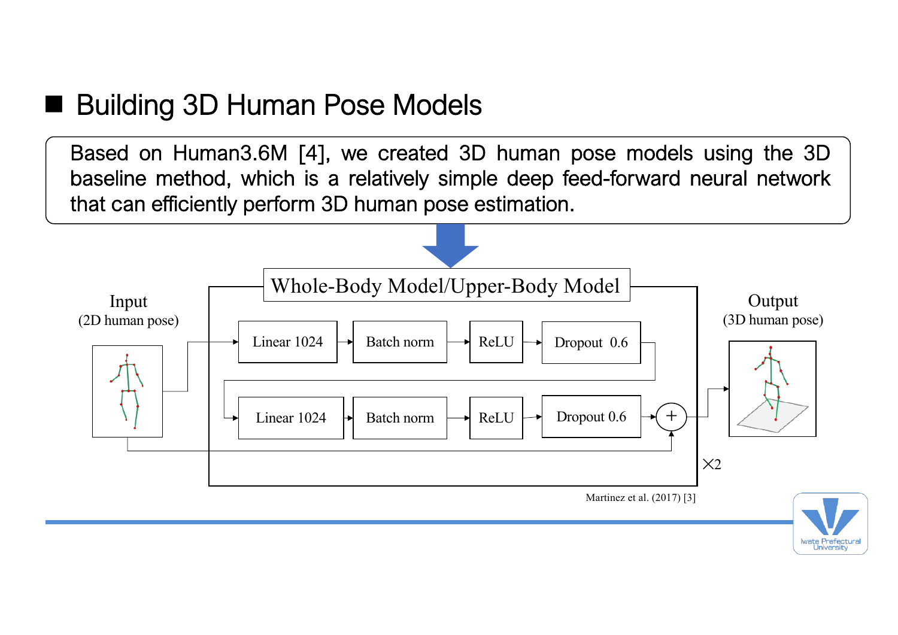## Building 3D Human Pose Models

Based on Human3.6M [4], we created 3D human pose models using the 3D baseline method, which is a relatively simple deep feed-forward neural network that can efficiently perform 3D human pose estimation.

Whole-Body Model/Upper-Body Model

Input (2D human pose)

Linear 1024 → Batch norm → ReLU → Dropout 0.6

Linear 1024 → Batch norm → ReLU → Dropout 0.6 → +

×2

Output (3D human pose)

Martinez et al. (2017) [3]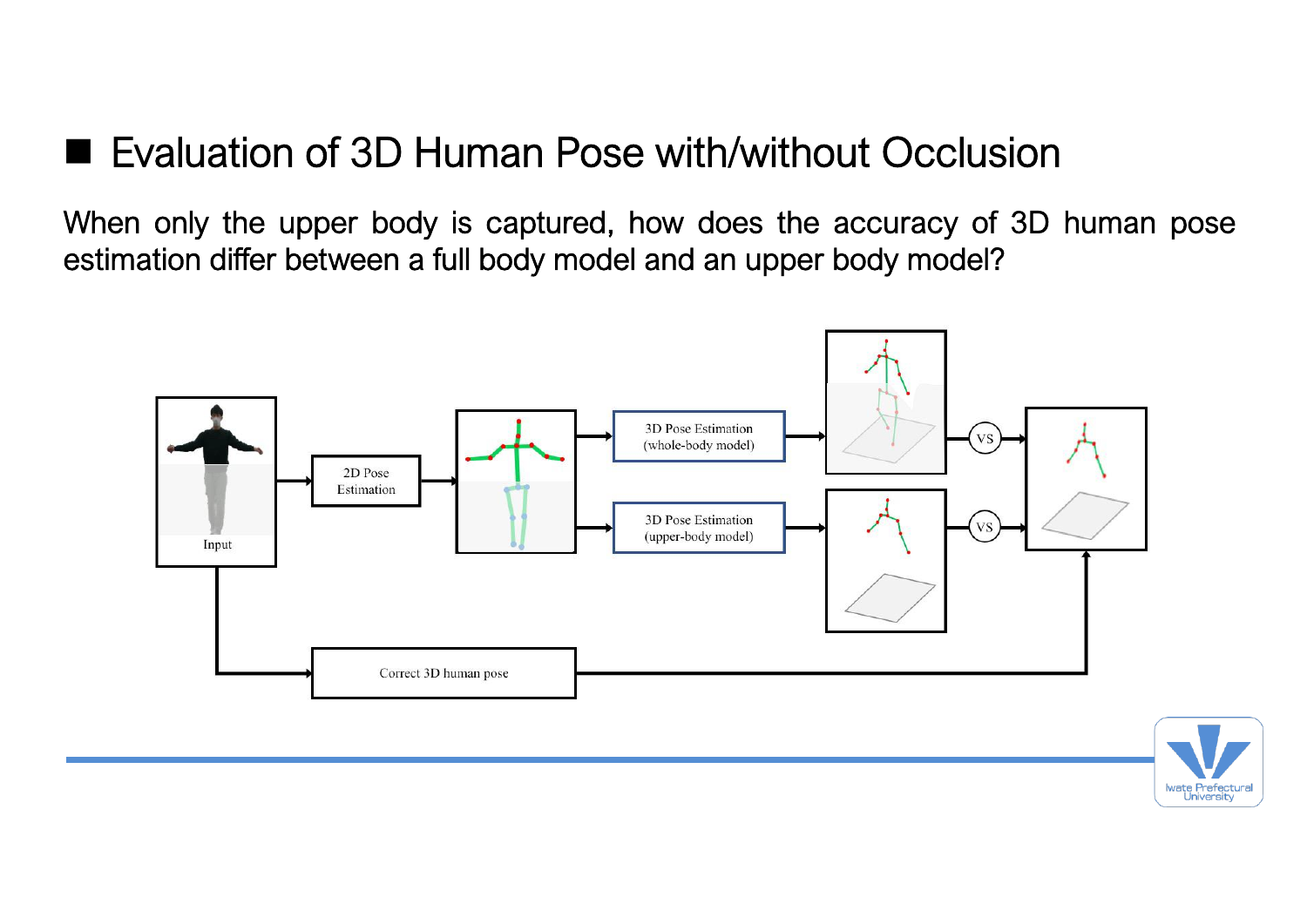## Evaluation of 3D Human Pose with/without Occlusion

When only the upper body is captured, how does the accuracy of 3D human pose estimation differ between a full body model and an upper body model?

Input

2D Pose Estimation

3D Pose Estimation (whole-body model)

3D Pose Estimation (upper-body model)

VS

VS

Correct 3D human pose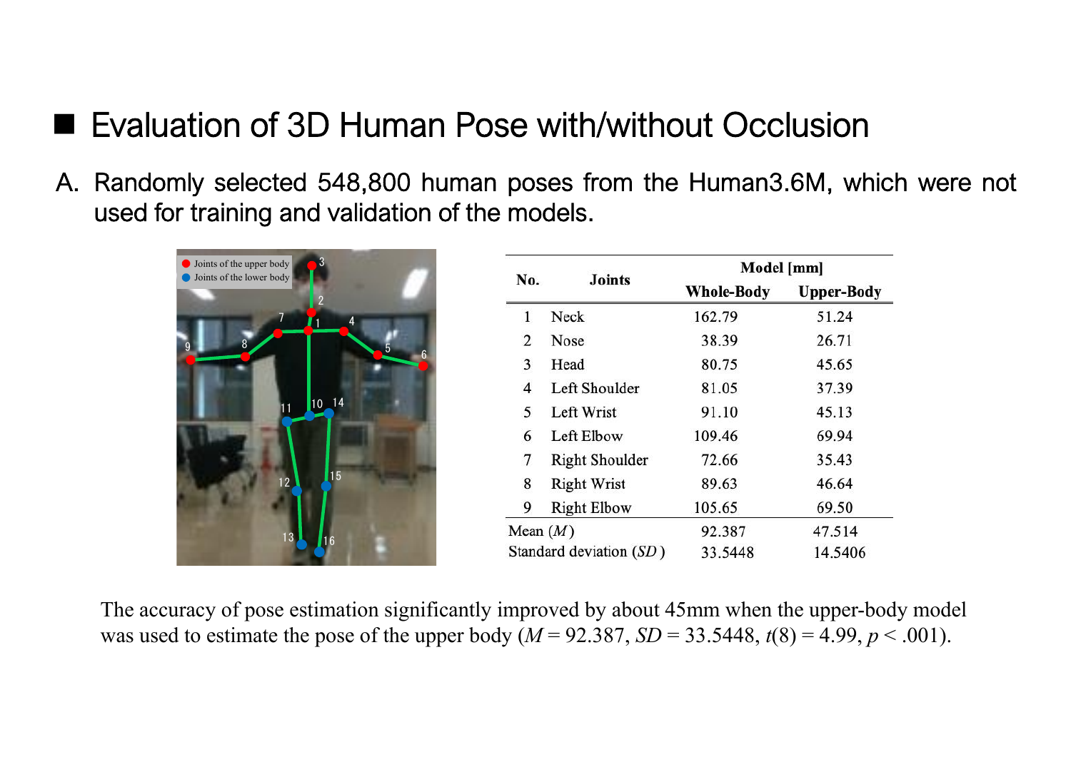## ■ Evaluation of 3D Human Pose with/without Occlusion

A. Randomly selected 548,800 human poses from the Human3.6M, which were not used for training and validation of the models.

| No. | Joints | Model [mm] | |
|---|---|---|---|
| | | Whole-Body | Upper-Body |
| 1 | Neck | 162.79 | 51.24 |
| 2 | Nose | 38.39 | 26.71 |
| 3 | Head | 80.75 | 45.65 |
| 4 | Left Shoulder | 81.05 | 37.39 |
| 5 | Left Wrist | 91.10 | 45.13 |
| 6 | Left Elbow | 109.46 | 69.94 |
| 7 | Right Shoulder | 72.66 | 35.43 |
| 8 | Right Wrist | 89.63 | 46.64 |
| 9 | Right Elbow | 105.65 | 69.50 |
| Mean (*M*) | | 92.387 | 47.514 |
| Standard deviation (*SD*) | | 33.5448 | 14.5406 |

The accuracy of pose estimation significantly improved by about 45mm when the upper-body model was used to estimate the pose of the upper body ($M = 92.387$, $SD = 33.5448$, $t(8) = 4.99$, $p < .001$).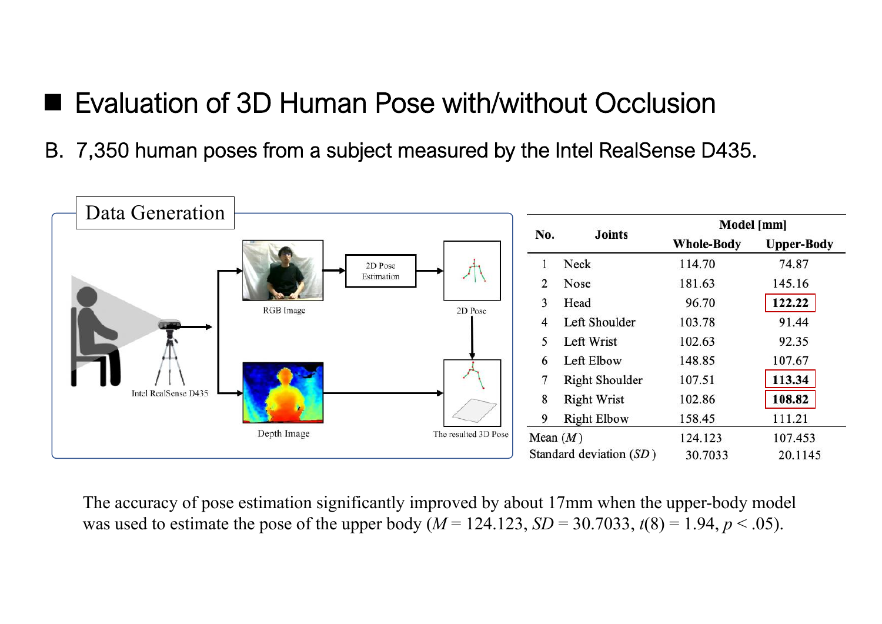# Evaluation of 3D Human Pose with/without Occlusion

B. 7,350 human poses from a subject measured by the Intel RealSense D435.

Data Generation

Intel RealSense D435 → RGB Image → 2D Pose Estimation → 2D Pose

Depth Image → The resulted 3D Pose

| No. | Joints | Model [mm] | |
|---|---|---|---|
| | | Whole-Body | Upper-Body |
| 1 | Neck | 114.70 | 74.87 |
| 2 | Nose | 181.63 | 145.16 |
| 3 | Head | 96.70 | **122.22** |
| 4 | Left Shoulder | 103.78 | 91.44 |
| 5 | Left Wrist | 102.63 | 92.35 |
| 6 | Left Elbow | 148.85 | 107.67 |
| 7 | Right Shoulder | 107.51 | **113.34** |
| 8 | Right Wrist | 102.86 | **108.82** |
| 9 | Right Elbow | 158.45 | 111.21 |
| Mean ($M$) | | 124.123 | 107.453 |
| Standard deviation ($SD$) | | 30.7033 | 20.1145 |

The accuracy of pose estimation significantly improved by about 17mm when the upper-body model was used to estimate the pose of the upper body ($M$ = 124.123, $SD$ = 30.7033, $t(8) = 1.94$, $p < .05$).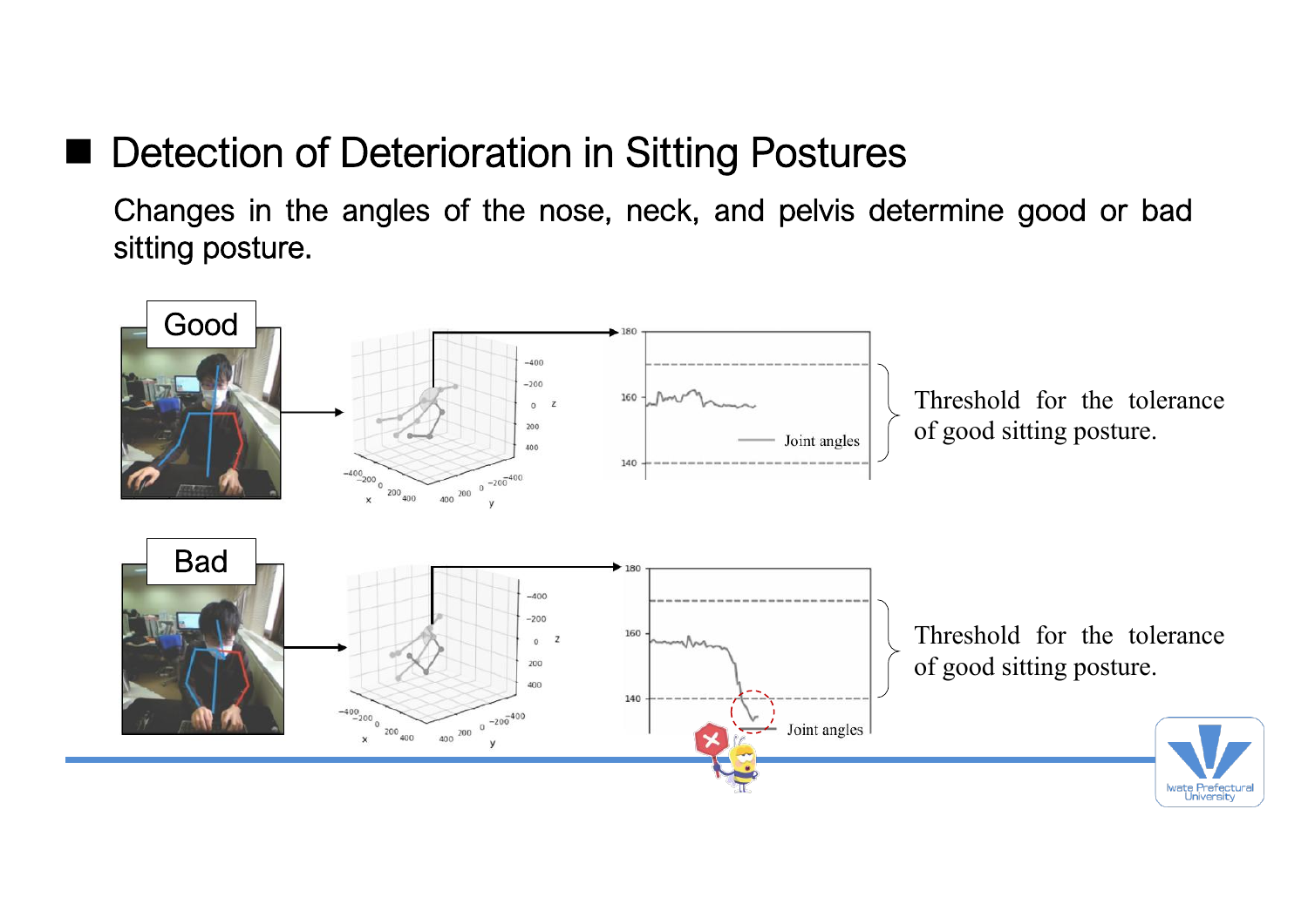## Detection of Deterioration in Sitting Postures

Changes in the angles of the nose, neck, and pelvis determine good or bad sitting posture.

**Good**

Threshold for the tolerance of good sitting posture.

**Bad**

Threshold for the tolerance of good sitting posture.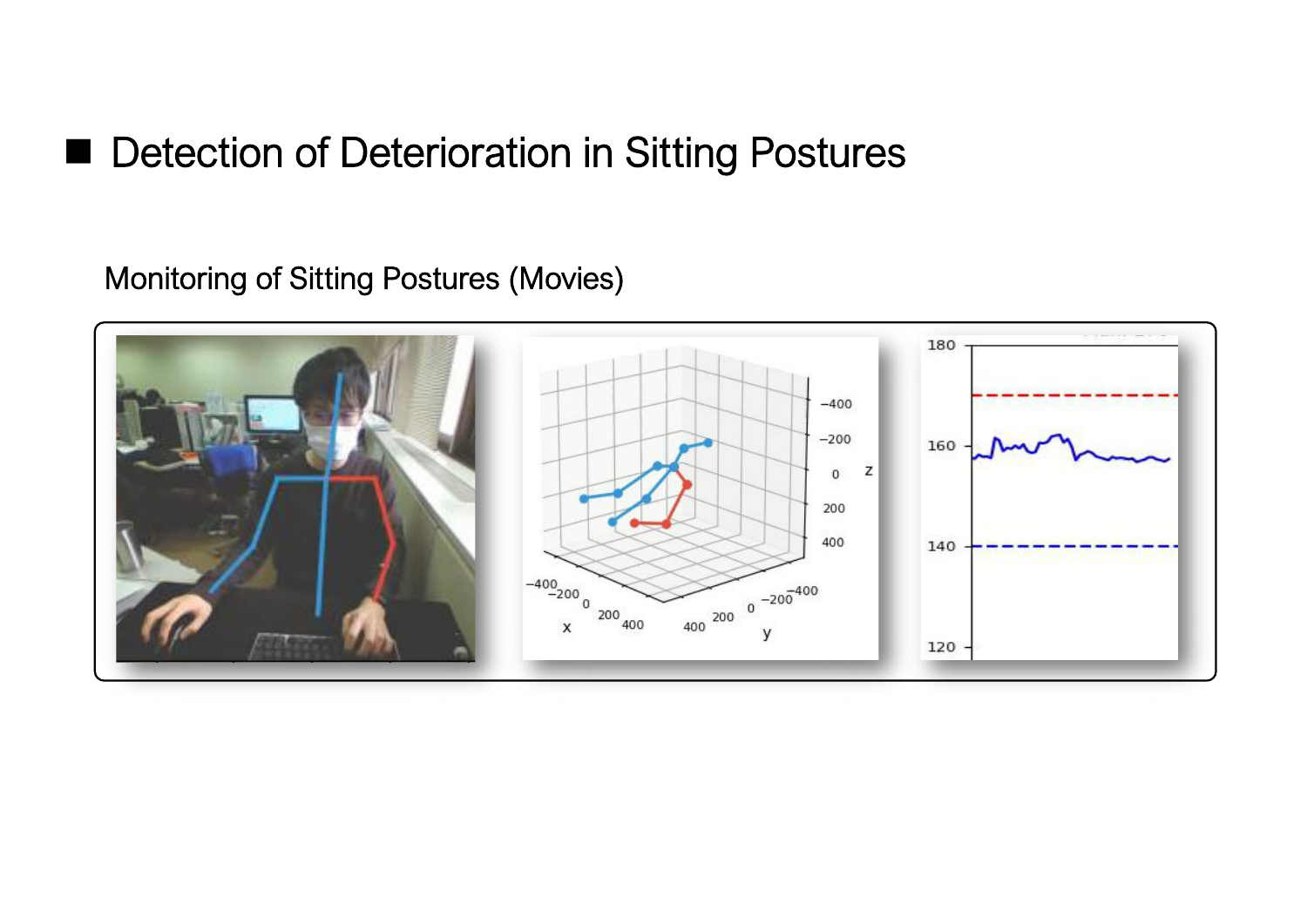## Detection of Deterioration in Sitting Postures

Monitoring of Sitting Postures (Movies)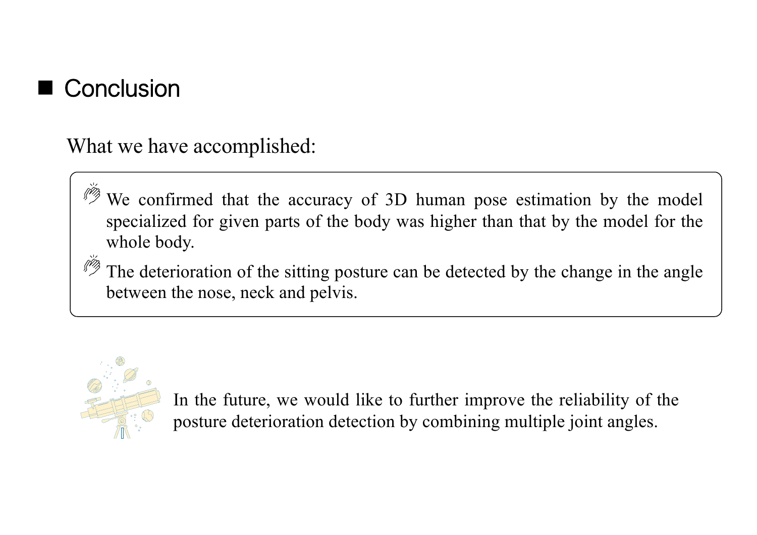## Conclusion

What we have accomplished:

- We confirmed that the accuracy of 3D human pose estimation by the model specialized for given parts of the body was higher than that by the model for the whole body.
- The deterioration of the sitting posture can be detected by the change in the angle between the nose, neck and pelvis.

In the future, we would like to further improve the reliability of the posture deterioration detection by combining multiple joint angles.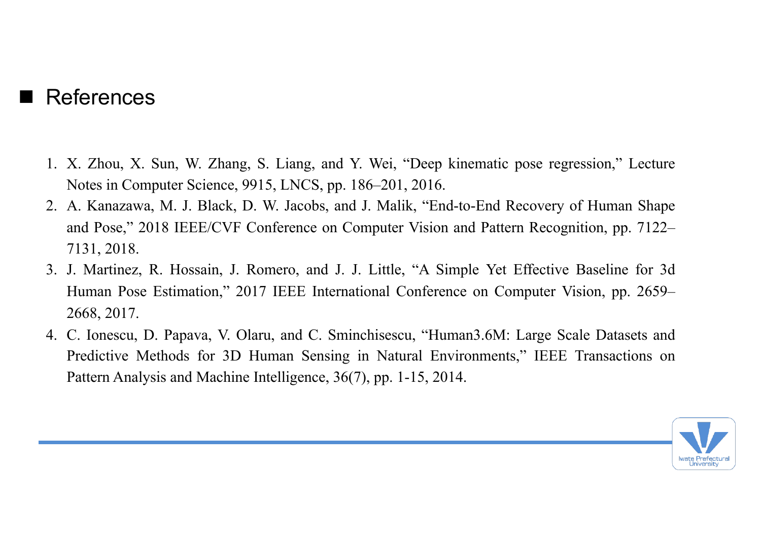## References

1. X. Zhou, X. Sun, W. Zhang, S. Liang, and Y. Wei, "Deep kinematic pose regression," Lecture Notes in Computer Science, 9915, LNCS, pp. 186–201, 2016.
2. A. Kanazawa, M. J. Black, D. W. Jacobs, and J. Malik, "End-to-End Recovery of Human Shape and Pose," 2018 IEEE/CVF Conference on Computer Vision and Pattern Recognition, pp. 7122–7131, 2018.
3. J. Martinez, R. Hossain, J. Romero, and J. J. Little, "A Simple Yet Effective Baseline for 3d Human Pose Estimation," 2017 IEEE International Conference on Computer Vision, pp. 2659–2668, 2017.
4. C. Ionescu, D. Papava, V. Olaru, and C. Sminchisescu, "Human3.6M: Large Scale Datasets and Predictive Methods for 3D Human Sensing in Natural Environments," IEEE Transactions on Pattern Analysis and Machine Intelligence, 36(7), pp. 1-15, 2014.